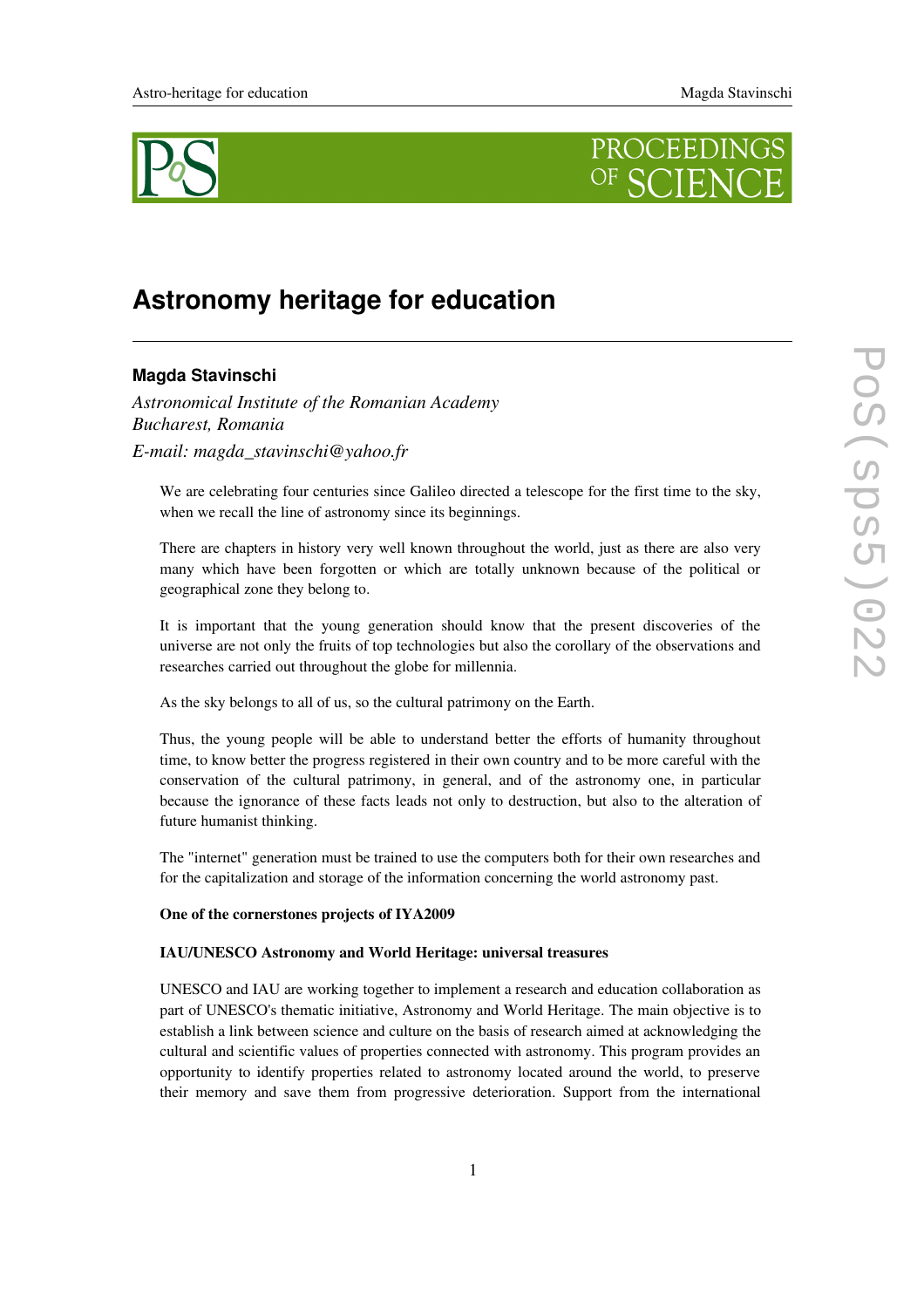# Astronomy heritage for education

**Magda Stavinschi**

*Astronomical Institute of the Romanian Academy*
*Bucharest, Romania*
*E-mail: magda_stavinschi@yahoo.fr*

We are celebrating four centuries since Galileo directed a telescope for the first time to the sky, when we recall the line of astronomy since its beginnings.

There are chapters in history very well known throughout the world, just as there are also very many which have been forgotten or which are totally unknown because of the political or geographical zone they belong to.

It is important that the young generation should know that the present discoveries of the universe are not only the fruits of top technologies but also the corollary of the observations and researches carried out throughout the globe for millennia.

As the sky belongs to all of us, so the cultural patrimony on the Earth.

Thus, the young people will be able to understand better the efforts of humanity throughout time, to know better the progress registered in their own country and to be more careful with the conservation of the cultural patrimony, in general, and of the astronomy one, in particular because the ignorance of these facts leads not only to destruction, but also to the alteration of future humanist thinking.

The "internet" generation must be trained to use the computers both for their own researches and for the capitalization and storage of the information concerning the world astronomy past.

**One of the cornerstones projects of IYA2009**

**IAU/UNESCO Astronomy and World Heritage: universal treasures**

UNESCO and IAU are working together to implement a research and education collaboration as part of UNESCO's thematic initiative, Astronomy and World Heritage. The main objective is to establish a link between science and culture on the basis of research aimed at acknowledging the cultural and scientific values of properties connected with astronomy. This program provides an opportunity to identify properties related to astronomy located around the world, to preserve their memory and save them from progressive deterioration. Support from the international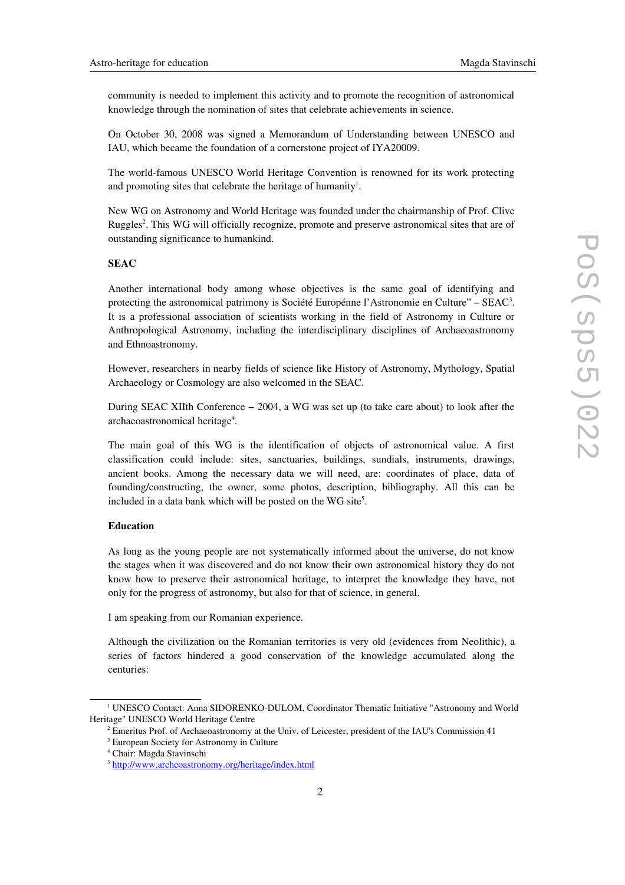community is needed to implement this activity and to promote the recognition of astronomical knowledge through the nomination of sites that celebrate achievements in science.

On October 30, 2008 was signed a Memorandum of Understanding between UNESCO and IAU, which became the foundation of a cornerstone project of IYA20009.

The world-famous UNESCO World Heritage Convention is renowned for its work protecting and promoting sites that celebrate the heritage of humanity[1].

New WG on Astronomy and World Heritage was founded under the chairmanship of Prof. Clive Ruggles[2]. This WG will officially recognize, promote and preserve astronomical sites that are of outstanding significance to humankind.

**SEAC**

Another international body among whose objectives is the same goal of identifying and protecting the astronomical patrimony is Société Europénne l'Astronomie en Culture" – SEAC[3]. It is a professional association of scientists working in the field of Astronomy in Culture or Anthropological Astronomy, including the interdisciplinary disciplines of Archaeoastronomy and Ethnoastronomy.

However, researchers in nearby fields of science like History of Astronomy, Mythology, Spatial Archaeology or Cosmology are also welcomed in the SEAC.

During SEAC XIIth Conference – 2004, a WG was set up (to take care about) to look after the archaeoastronomical heritage[4].

The main goal of this WG is the identification of objects of astronomical value. A first classification could include: sites, sanctuaries, buildings, sundials, instruments, drawings, ancient books. Among the necessary data we will need, are: coordinates of place, data of founding/constructing, the owner, some photos, description, bibliography. All this can be included in a data bank which will be posted on the WG site[5].

**Education**

As long as the young people are not systematically informed about the universe, do not know the stages when it was discovered and do not know their own astronomical history they do not know how to preserve their astronomical heritage, to interpret the knowledge they have, not only for the progress of astronomy, but also for that of science, in general.

I am speaking from our Romanian experience.

Although the civilization on the Romanian territories is very old (evidences from Neolithic), a series of factors hindered a good conservation of the knowledge accumulated along the centuries:

---

[1] UNESCO Contact: Anna SIDORENKO-DULOM, Coordinator Thematic Initiative "Astronomy and World Heritage" UNESCO World Heritage Centre

[2] Emeritus Prof. of Archaeoastronomy at the Univ. of Leicester, president of the IAU's Commission 41

[3] European Society for Astronomy in Culture

[4] Chair: Magda Stavinschi

[5] http://www.archeoastronomy.org/heritage/index.html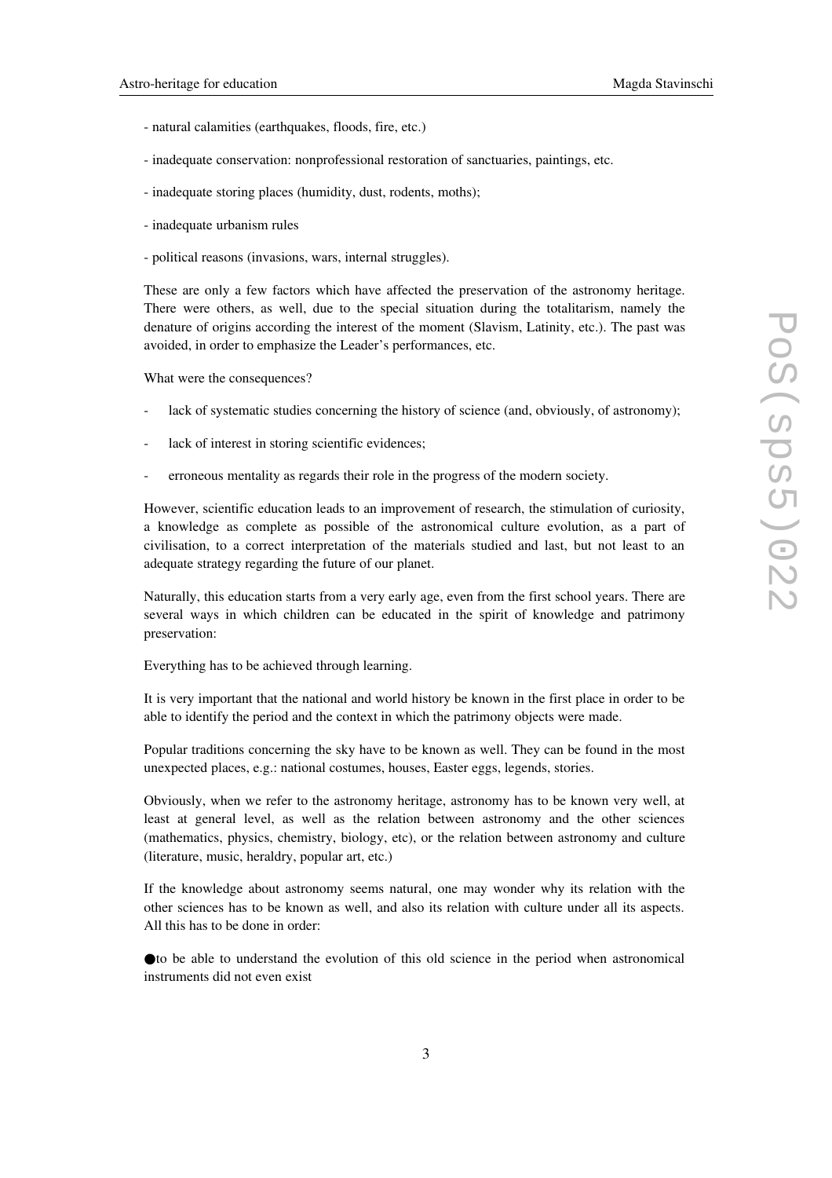- natural calamities (earthquakes, floods, fire, etc.)

- inadequate conservation: nonprofessional restoration of sanctuaries, paintings, etc.

- inadequate storing places (humidity, dust, rodents, moths);

- inadequate urbanism rules

- political reasons (invasions, wars, internal struggles).

These are only a few factors which have affected the preservation of the astronomy heritage. There were others, as well, due to the special situation during the totalitarism, namely the denature of origins according the interest of the moment (Slavism, Latinity, etc.). The past was avoided, in order to emphasize the Leader's performances, etc.

What were the consequences?

- lack of systematic studies concerning the history of science (and, obviously, of astronomy);
- lack of interest in storing scientific evidences;
- erroneous mentality as regards their role in the progress of the modern society.

However, scientific education leads to an improvement of research, the stimulation of curiosity, a knowledge as complete as possible of the astronomical culture evolution, as a part of civilisation, to a correct interpretation of the materials studied and last, but not least to an adequate strategy regarding the future of our planet.

Naturally, this education starts from a very early age, even from the first school years. There are several ways in which children can be educated in the spirit of knowledge and patrimony preservation:

Everything has to be achieved through learning.

It is very important that the national and world history be known in the first place in order to be able to identify the period and the context in which the patrimony objects were made.

Popular traditions concerning the sky have to be known as well. They can be found in the most unexpected places, e.g.: national costumes, houses, Easter eggs, legends, stories.

Obviously, when we refer to the astronomy heritage, astronomy has to be known very well, at least at general level, as well as the relation between astronomy and the other sciences (mathematics, physics, chemistry, biology, etc), or the relation between astronomy and culture (literature, music, heraldry, popular art, etc.)

If the knowledge about astronomy seems natural, one may wonder why its relation with the other sciences has to be known as well, and also its relation with culture under all its aspects. All this has to be done in order:

● to be able to understand the evolution of this old science in the period when astronomical instruments did not even exist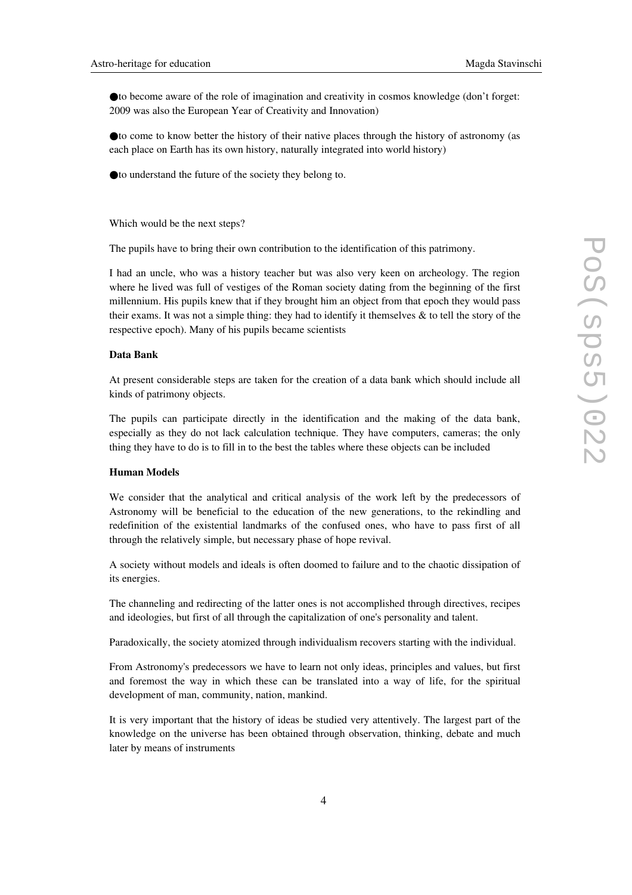- to become aware of the role of imagination and creativity in cosmos knowledge (don't forget: 2009 was also the European Year of Creativity and Innovation)

- to come to know better the history of their native places through the history of astronomy (as each place on Earth has its own history, naturally integrated into world history)

- to understand the future of the society they belong to.

Which would be the next steps?

The pupils have to bring their own contribution to the identification of this patrimony.

I had an uncle, who was a history teacher but was also very keen on archeology. The region where he lived was full of vestiges of the Roman society dating from the beginning of the first millennium. His pupils knew that if they brought him an object from that epoch they would pass their exams. It was not a simple thing: they had to identify it themselves & to tell the story of the respective epoch). Many of his pupils became scientists

**Data Bank**

At present considerable steps are taken for the creation of a data bank which should include all kinds of patrimony objects.

The pupils can participate directly in the identification and the making of the data bank, especially as they do not lack calculation technique. They have computers, cameras; the only thing they have to do is to fill in to the best the tables where these objects can be included

**Human Models**

We consider that the analytical and critical analysis of the work left by the predecessors of Astronomy will be beneficial to the education of the new generations, to the rekindling and redefinition of the existential landmarks of the confused ones, who have to pass first of all through the relatively simple, but necessary phase of hope revival.

A society without models and ideals is often doomed to failure and to the chaotic dissipation of its energies.

The channeling and redirecting of the latter ones is not accomplished through directives, recipes and ideologies, but first of all through the capitalization of one's personality and talent.

Paradoxically, the society atomized through individualism recovers starting with the individual.

From Astronomy's predecessors we have to learn not only ideas, principles and values, but first and foremost the way in which these can be translated into a way of life, for the spiritual development of man, community, nation, mankind.

It is very important that the history of ideas be studied very attentively. The largest part of the knowledge on the universe has been obtained through observation, thinking, debate and much later by means of instruments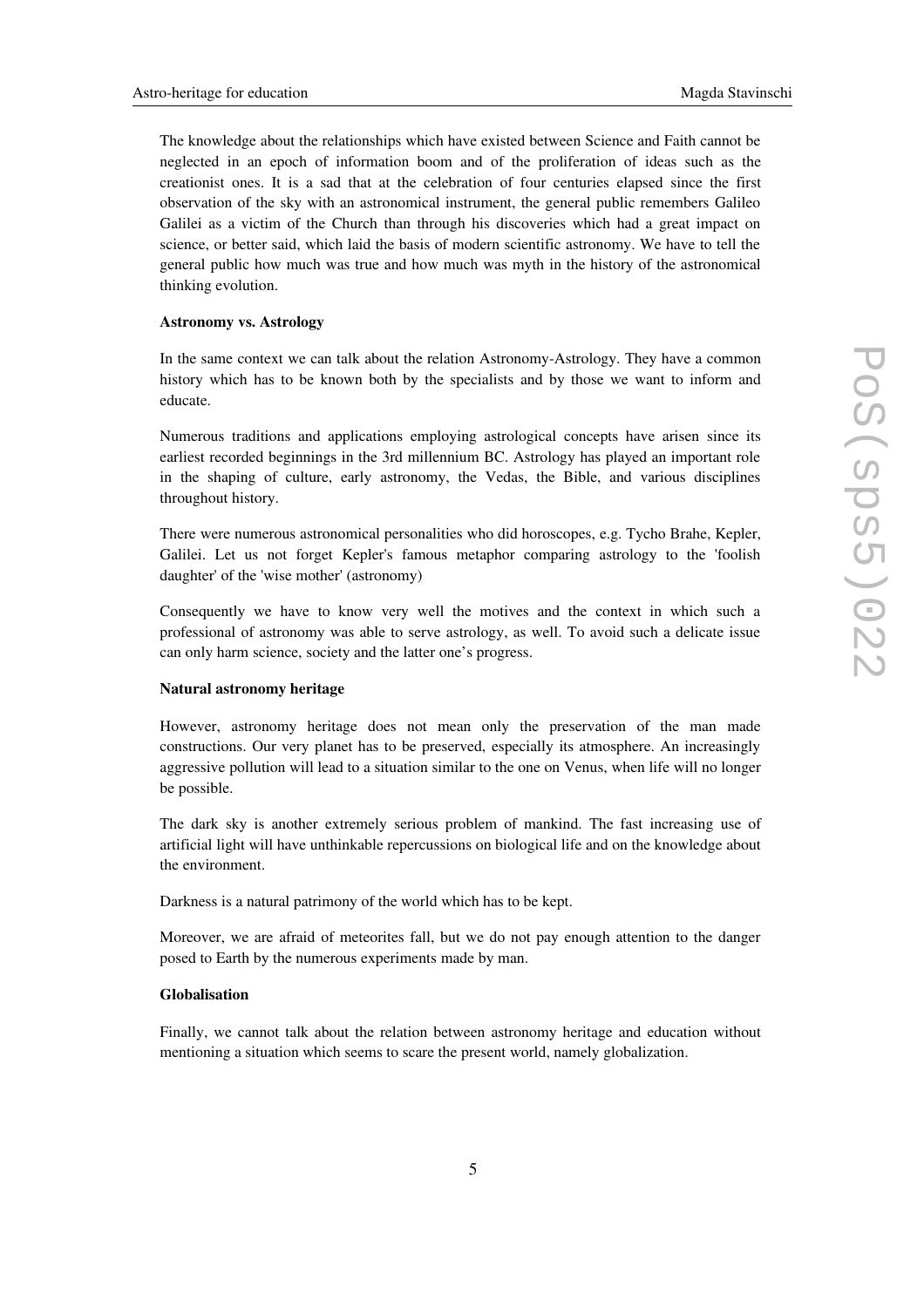The knowledge about the relationships which have existed between Science and Faith cannot be neglected in an epoch of information boom and of the proliferation of ideas such as the creationist ones. It is a sad that at the celebration of four centuries elapsed since the first observation of the sky with an astronomical instrument, the general public remembers Galileo Galilei as a victim of the Church than through his discoveries which had a great impact on science, or better said, which laid the basis of modern scientific astronomy. We have to tell the general public how much was true and how much was myth in the history of the astronomical thinking evolution.

**Astronomy vs. Astrology**

In the same context we can talk about the relation Astronomy-Astrology. They have a common history which has to be known both by the specialists and by those we want to inform and educate.

Numerous traditions and applications employing astrological concepts have arisen since its earliest recorded beginnings in the 3rd millennium BC. Astrology has played an important role in the shaping of culture, early astronomy, the Vedas, the Bible, and various disciplines throughout history.

There were numerous astronomical personalities who did horoscopes, e.g. Tycho Brahe, Kepler, Galilei. Let us not forget Kepler's famous metaphor comparing astrology to the 'foolish daughter' of the 'wise mother' (astronomy)

Consequently we have to know very well the motives and the context in which such a professional of astronomy was able to serve astrology, as well. To avoid such a delicate issue can only harm science, society and the latter one's progress.

**Natural astronomy heritage**

However, astronomy heritage does not mean only the preservation of the man made constructions. Our very planet has to be preserved, especially its atmosphere. An increasingly aggressive pollution will lead to a situation similar to the one on Venus, when life will no longer be possible.

The dark sky is another extremely serious problem of mankind. The fast increasing use of artificial light will have unthinkable repercussions on biological life and on the knowledge about the environment.

Darkness is a natural patrimony of the world which has to be kept.

Moreover, we are afraid of meteorites fall, but we do not pay enough attention to the danger posed to Earth by the numerous experiments made by man.

**Globalisation**

Finally, we cannot talk about the relation between astronomy heritage and education without mentioning a situation which seems to scare the present world, namely globalization.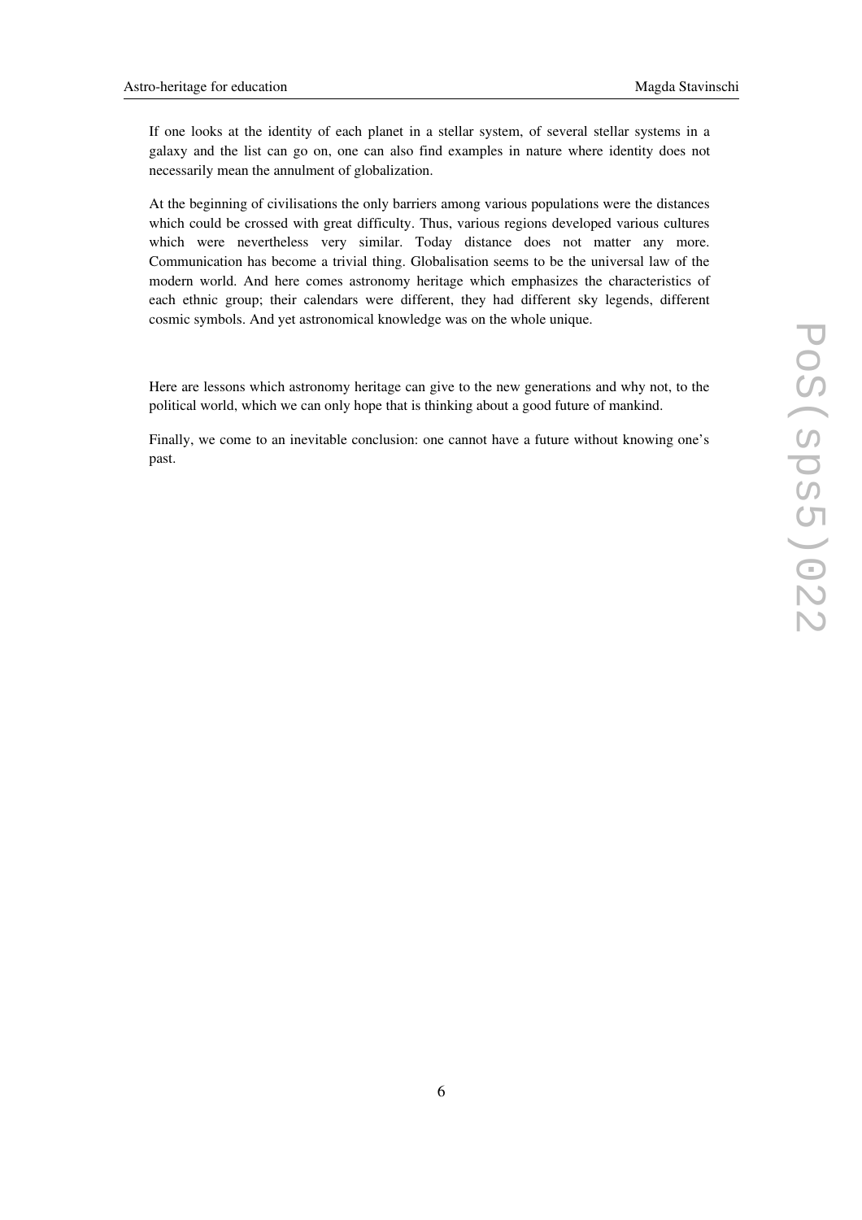If one looks at the identity of each planet in a stellar system, of several stellar systems in a galaxy and the list can go on, one can also find examples in nature where identity does not necessarily mean the annulment of globalization.

At the beginning of civilisations the only barriers among various populations were the distances which could be crossed with great difficulty. Thus, various regions developed various cultures which were nevertheless very similar. Today distance does not matter any more. Communication has become a trivial thing. Globalisation seems to be the universal law of the modern world. And here comes astronomy heritage which emphasizes the characteristics of each ethnic group; their calendars were different, they had different sky legends, different cosmic symbols. And yet astronomical knowledge was on the whole unique.

Here are lessons which astronomy heritage can give to the new generations and why not, to the political world, which we can only hope that is thinking about a good future of mankind.

Finally, we come to an inevitable conclusion: one cannot have a future without knowing one's past.